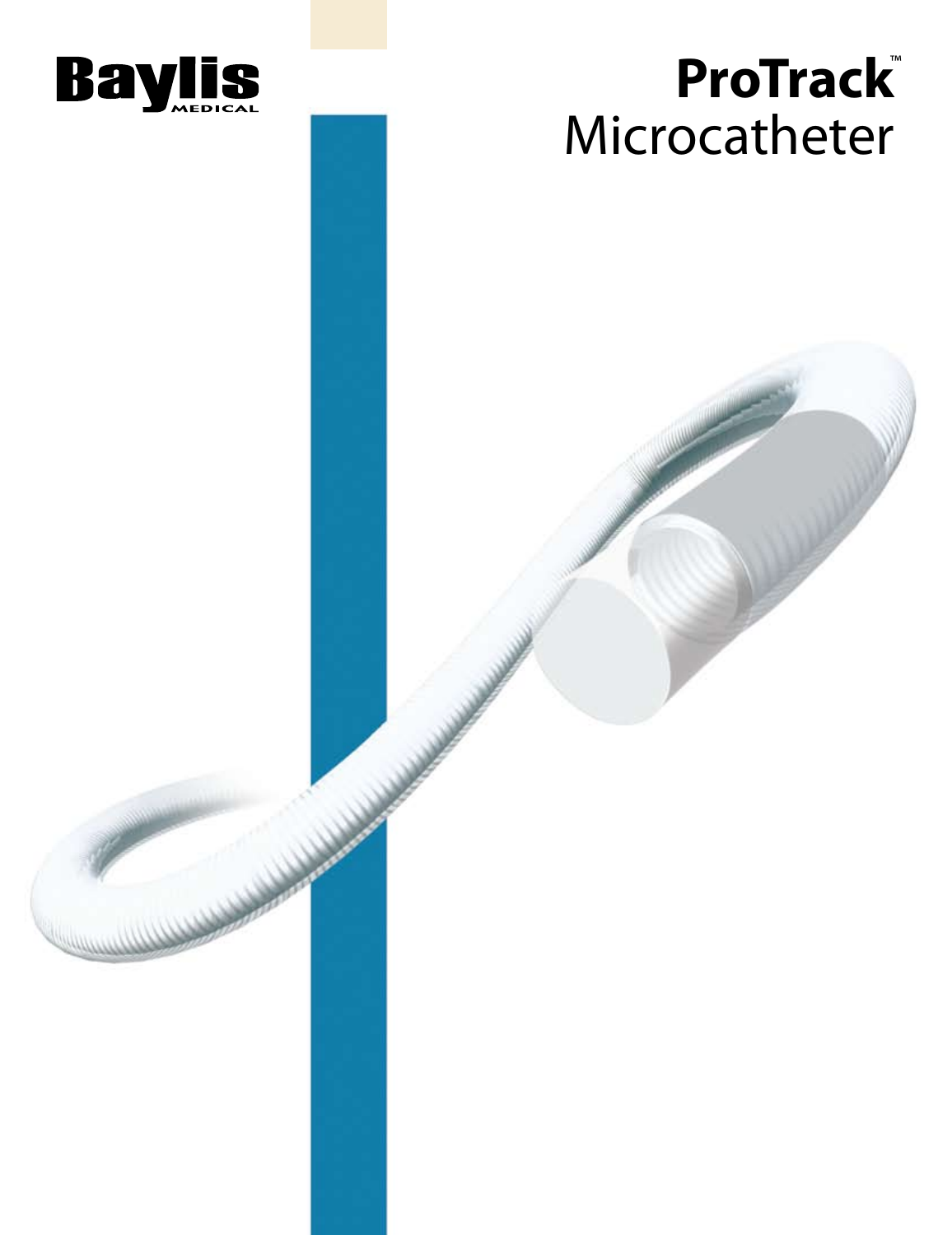Baylis MEDICAL

# ProTrack™ Microcatheter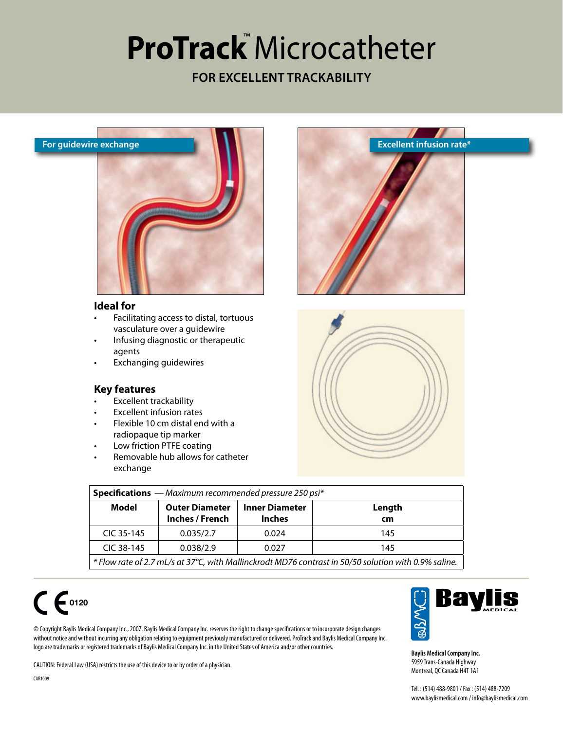# ProTrack™ Microcatheter

**FOR EXCELLENT TRACKABILITY**

For guidewire exchange

Excellent infusion rate*

### Ideal for

- Facilitating access to distal, tortuous vasculature over a guidewire
- Infusing diagnostic or therapeutic agents
- Exchanging guidewires

### Key features

- Excellent trackability
- Excellent infusion rates
- Flexible 10 cm distal end with a radiopaque tip marker
- Low friction PTFE coating
- Removable hub allows for catheter exchange

| **Specifications** — *Maximum recommended pressure 250 psi** | | | |
|---|---|---|---|
| **Model** | **Outer Diameter Inches / French** | **Inner Diameter Inches** | **Length cm** |
| CIC 35-145 | 0.035/2.7 | 0.024 | 145 |
| CIC 38-145 | 0.038/2.9 | 0.027 | 145 |

*\* Flow rate of 2.7 mL/s at 37°C, with Mallinckrodt MD76 contrast in 50/50 solution with 0.9% saline.*

CE 0120

© Copyright Baylis Medical Company Inc., 2007. Baylis Medical Company Inc. reserves the right to change specifications or to incorporate design changes without notice and without incurring any obligation relating to equipment previously manufactured or delivered. ProTrack and Baylis Medical Company Inc. logo are trademarks or registered trademarks of Baylis Medical Company Inc. in the United States of America and/or other countries.

CAUTION: Federal Law (USA) restricts the use of this device to or by order of a physician.

CAR1009

Baylis MEDICAL

**Baylis Medical Company Inc.**
5959 Trans-Canada Highway
Montreal, QC Canada H4T 1A1

Tel. : (514) 488-9801 / Fax : (514) 488-7209
www.baylismedical.com / info@baylismedical.com